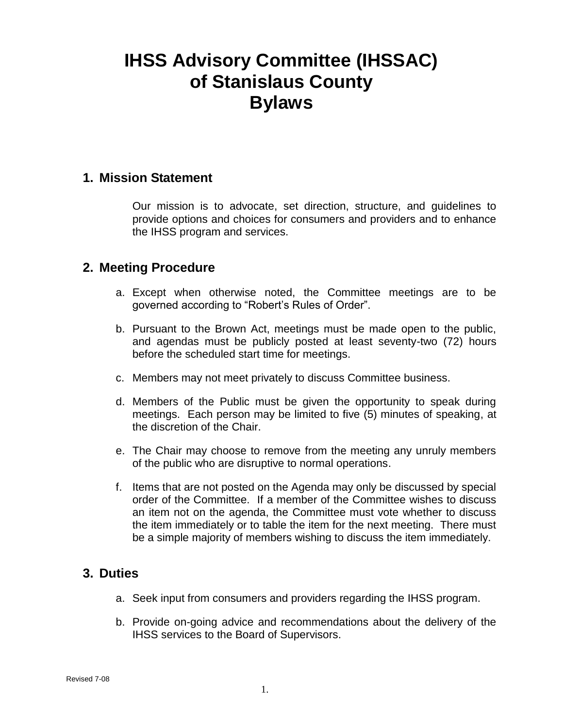# IHSS Advisory Committee (IHSSAC) of Stanislaus County Bylaws

## 1. Mission Statement

Our mission is to advocate, set direction, structure, and guidelines to provide options and choices for consumers and providers and to enhance the IHSS program and services.

## 2. Meeting Procedure

a. Except when otherwise noted, the Committee meetings are to be governed according to "Robert's Rules of Order".

b. Pursuant to the Brown Act, meetings must be made open to the public, and agendas must be publicly posted at least seventy-two (72) hours before the scheduled start time for meetings.

c. Members may not meet privately to discuss Committee business.

d. Members of the Public must be given the opportunity to speak during meetings. Each person may be limited to five (5) minutes of speaking, at the discretion of the Chair.

e. The Chair may choose to remove from the meeting any unruly members of the public who are disruptive to normal operations.

f. Items that are not posted on the Agenda may only be discussed by special order of the Committee. If a member of the Committee wishes to discuss an item not on the agenda, the Committee must vote whether to discuss the item immediately or to table the item for the next meeting. There must be a simple majority of members wishing to discuss the item immediately.

## 3. Duties

a. Seek input from consumers and providers regarding the IHSS program.

b. Provide on-going advice and recommendations about the delivery of the IHSS services to the Board of Supervisors.

Revised 7-08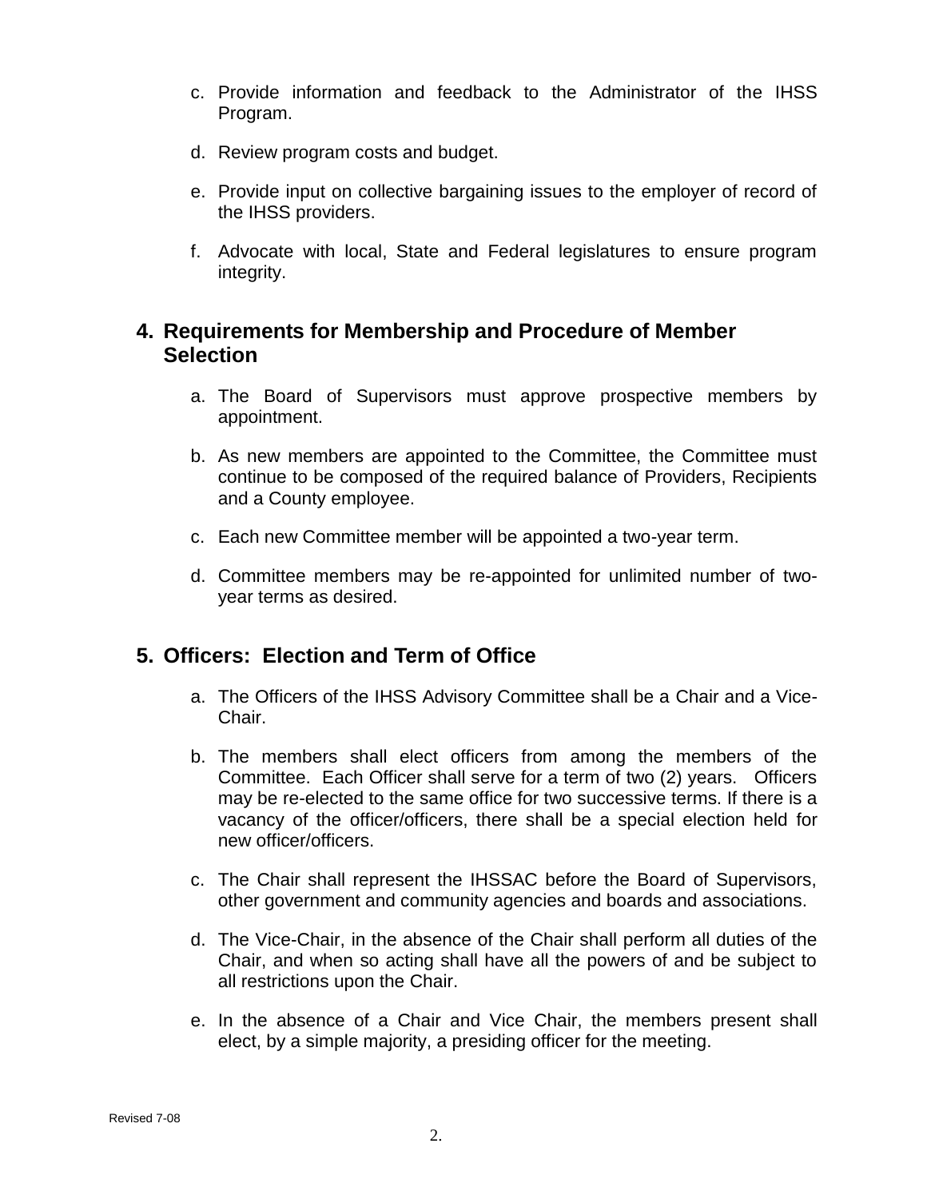c. Provide information and feedback to the Administrator of the IHSS Program.

d. Review program costs and budget.

e. Provide input on collective bargaining issues to the employer of record of the IHSS providers.

f. Advocate with local, State and Federal legislatures to ensure program integrity.

## 4. Requirements for Membership and Procedure of Member Selection

a. The Board of Supervisors must approve prospective members by appointment.

b. As new members are appointed to the Committee, the Committee must continue to be composed of the required balance of Providers, Recipients and a County employee.

c. Each new Committee member will be appointed a two-year term.

d. Committee members may be re-appointed for unlimited number of two-year terms as desired.

## 5. Officers: Election and Term of Office

a. The Officers of the IHSS Advisory Committee shall be a Chair and a Vice-Chair.

b. The members shall elect officers from among the members of the Committee. Each Officer shall serve for a term of two (2) years. Officers may be re-elected to the same office for two successive terms. If there is a vacancy of the officer/officers, there shall be a special election held for new officer/officers.

c. The Chair shall represent the IHSSAC before the Board of Supervisors, other government and community agencies and boards and associations.

d. The Vice-Chair, in the absence of the Chair shall perform all duties of the Chair, and when so acting shall have all the powers of and be subject to all restrictions upon the Chair.

e. In the absence of a Chair and Vice Chair, the members present shall elect, by a simple majority, a presiding officer for the meeting.

Revised 7-08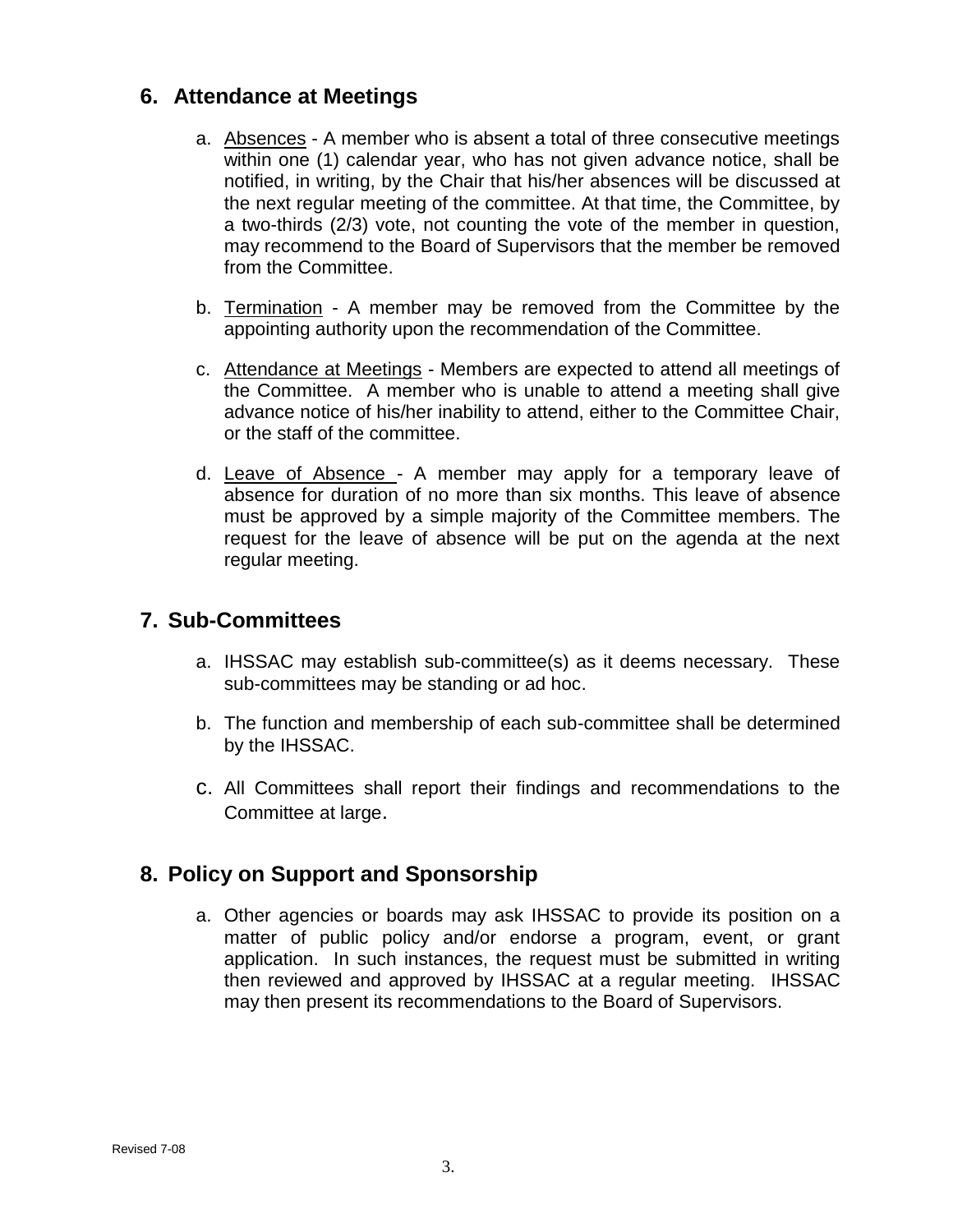## 6. Attendance at Meetings

a. Absences - A member who is absent a total of three consecutive meetings within one (1) calendar year, who has not given advance notice, shall be notified, in writing, by the Chair that his/her absences will be discussed at the next regular meeting of the committee. At that time, the Committee, by a two-thirds (2/3) vote, not counting the vote of the member in question, may recommend to the Board of Supervisors that the member be removed from the Committee.

b. Termination - A member may be removed from the Committee by the appointing authority upon the recommendation of the Committee.

c. Attendance at Meetings - Members are expected to attend all meetings of the Committee. A member who is unable to attend a meeting shall give advance notice of his/her inability to attend, either to the Committee Chair, or the staff of the committee.

d. Leave of Absence - A member may apply for a temporary leave of absence for duration of no more than six months. This leave of absence must be approved by a simple majority of the Committee members. The request for the leave of absence will be put on the agenda at the next regular meeting.

## 7. Sub-Committees

a. IHSSAC may establish sub-committee(s) as it deems necessary. These sub-committees may be standing or ad hoc.

b. The function and membership of each sub-committee shall be determined by the IHSSAC.

c. All Committees shall report their findings and recommendations to the Committee at large.

## 8. Policy on Support and Sponsorship

a. Other agencies or boards may ask IHSSAC to provide its position on a matter of public policy and/or endorse a program, event, or grant application. In such instances, the request must be submitted in writing then reviewed and approved by IHSSAC at a regular meeting. IHSSAC may then present its recommendations to the Board of Supervisors.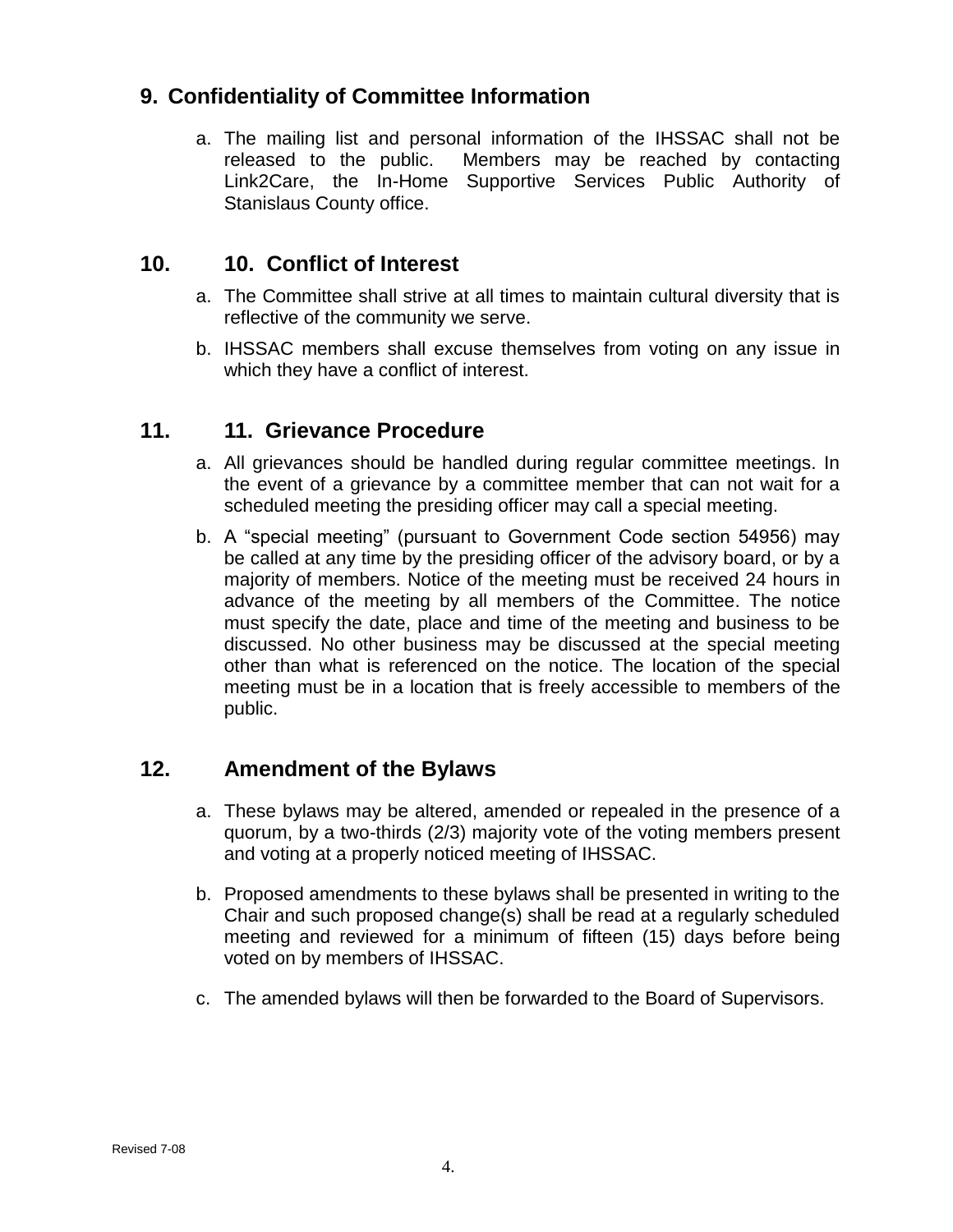## 9. Confidentiality of Committee Information

a. The mailing list and personal information of the IHSSAC shall not be released to the public. Members may be reached by contacting Link2Care, the In-Home Supportive Services Public Authority of Stanislaus County office.

## 10. 10. Conflict of Interest

a. The Committee shall strive at all times to maintain cultural diversity that is reflective of the community we serve.

b. IHSSAC members shall excuse themselves from voting on any issue in which they have a conflict of interest.

## 11. 11. Grievance Procedure

a. All grievances should be handled during regular committee meetings. In the event of a grievance by a committee member that can not wait for a scheduled meeting the presiding officer may call a special meeting.

b. A "special meeting" (pursuant to Government Code section 54956) may be called at any time by the presiding officer of the advisory board, or by a majority of members. Notice of the meeting must be received 24 hours in advance of the meeting by all members of the Committee. The notice must specify the date, place and time of the meeting and business to be discussed. No other business may be discussed at the special meeting other than what is referenced on the notice. The location of the special meeting must be in a location that is freely accessible to members of the public.

## 12. Amendment of the Bylaws

a. These bylaws may be altered, amended or repealed in the presence of a quorum, by a two-thirds (2/3) majority vote of the voting members present and voting at a properly noticed meeting of IHSSAC.

b. Proposed amendments to these bylaws shall be presented in writing to the Chair and such proposed change(s) shall be read at a regularly scheduled meeting and reviewed for a minimum of fifteen (15) days before being voted on by members of IHSSAC.

c. The amended bylaws will then be forwarded to the Board of Supervisors.

Revised 7-08